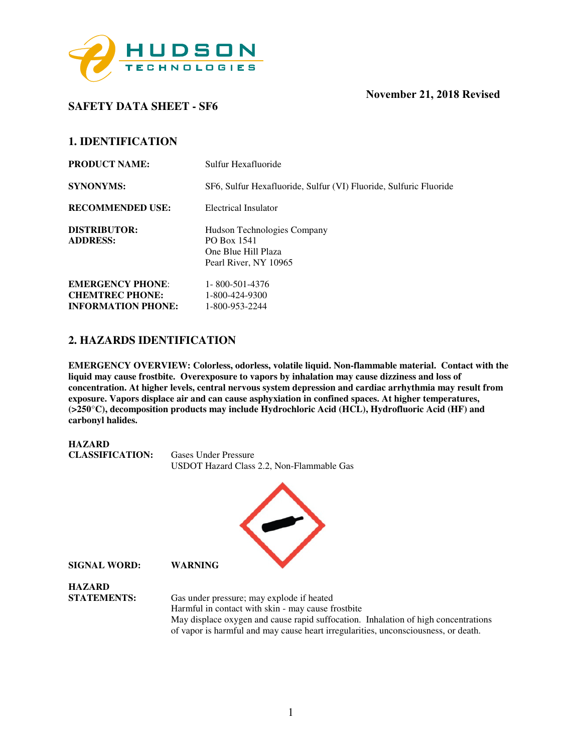**November 21, 2018 Revised**

## SAFETY DATA SHEET - SF6

## 1. IDENTIFICATION

**PRODUCT NAME:** Sulfur Hexafluoride

**SYNONYMS:** SF6, Sulfur Hexafluoride, Sulfur (VI) Fluoride, Sulfuric Fluoride

**RECOMMENDED USE:** Electrical Insulator

**DISTRIBUTOR:**
**ADDRESS:**
Hudson Technologies Company
PO Box 1541
One Blue Hill Plaza
Pearl River, NY 10965

**EMERGENCY PHONE**: 1- 800-501-4376
**CHEMTREC PHONE:** 1-800-424-9300
**INFORMATION PHONE:** 1-800-953-2244

## 2. HAZARDS IDENTIFICATION

**EMERGENCY OVERVIEW: Colorless, odorless, volatile liquid. Non-flammable material. Contact with the liquid may cause frostbite. Overexposure to vapors by inhalation may cause dizziness and loss of concentration. At higher levels, central nervous system depression and cardiac arrhythmia may result from exposure. Vapors displace air and can cause asphyxiation in confined spaces. At higher temperatures, (>250°C), decomposition products may include Hydrochloric Acid (HCL), Hydrofluoric Acid (HF) and carbonyl halides.**

**HAZARD CLASSIFICATION:** Gases Under Pressure
USDOT Hazard Class 2.2, Non-Flammable Gas

**SIGNAL WORD:** **WARNING**

**HAZARD STATEMENTS:**
Gas under pressure; may explode if heated
Harmful in contact with skin - may cause frostbite
May displace oxygen and cause rapid suffocation. Inhalation of high concentrations of vapor is harmful and may cause heart irregularities, unconsciousness, or death.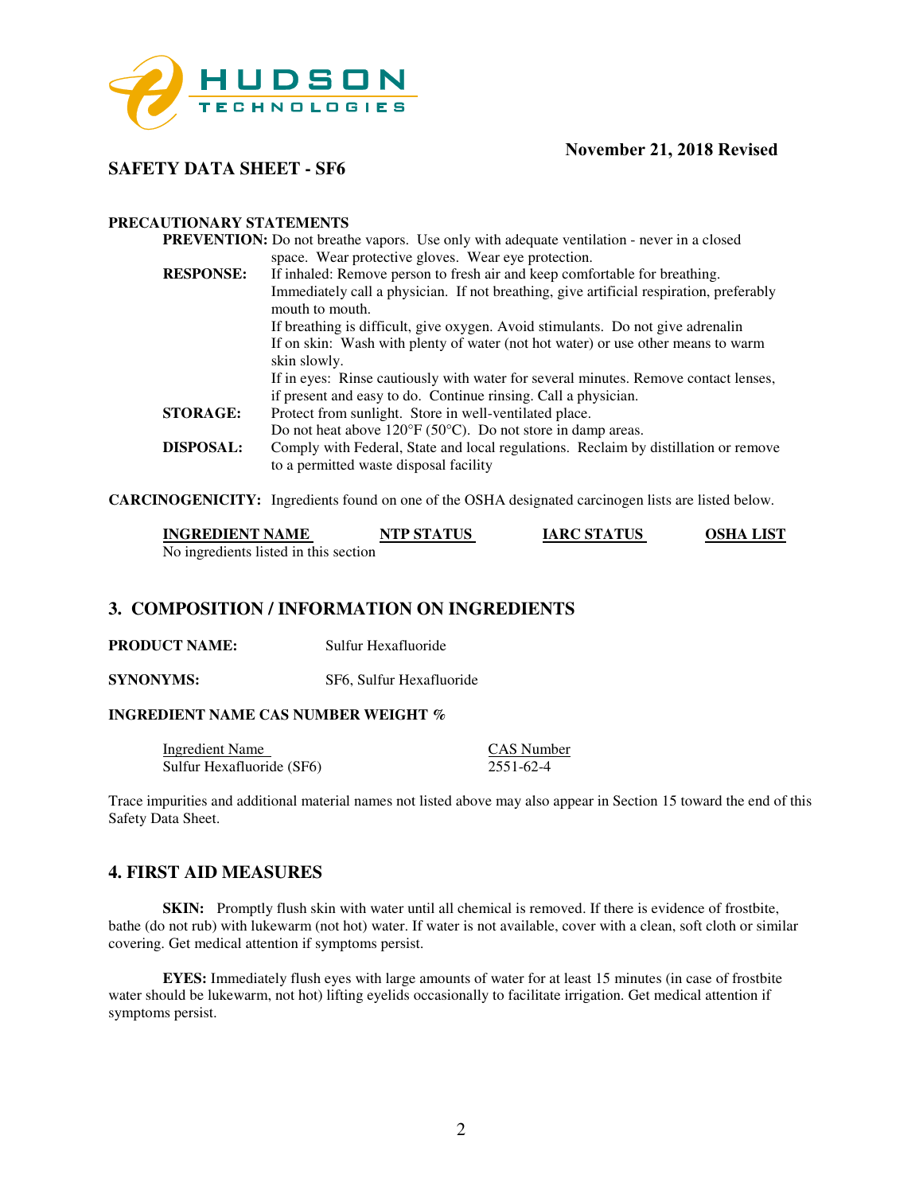**November 21, 2018 Revised**

**SAFETY DATA SHEET - SF6**

**PRECAUTIONARY STATEMENTS**

**PREVENTION:** Do not breathe vapors. Use only with adequate ventilation - never in a closed space. Wear protective gloves. Wear eye protection.

**RESPONSE:** If inhaled: Remove person to fresh air and keep comfortable for breathing. Immediately call a physician. If not breathing, give artificial respiration, preferably mouth to mouth.
If breathing is difficult, give oxygen. Avoid stimulants. Do not give adrenalin
If on skin: Wash with plenty of water (not hot water) or use other means to warm skin slowly.
If in eyes: Rinse cautiously with water for several minutes. Remove contact lenses, if present and easy to do. Continue rinsing. Call a physician.

**STORAGE:** Protect from sunlight. Store in well-ventilated place.
Do not heat above 120°F (50°C). Do not store in damp areas.

**DISPOSAL:** Comply with Federal, State and local regulations. Reclaim by distillation or remove to a permitted waste disposal facility

**CARCINOGENICITY:** Ingredients found on one of the OSHA designated carcinogen lists are listed below.

| INGREDIENT NAME | NTP STATUS | IARC STATUS | OSHA LIST |
|---|---|---|---|
| No ingredients listed in this section | | | |

## 3. COMPOSITION / INFORMATION ON INGREDIENTS

**PRODUCT NAME:** Sulfur Hexafluoride

**SYNONYMS:** SF6, Sulfur Hexafluoride

**INGREDIENT NAME CAS NUMBER WEIGHT %**

| Ingredient Name | CAS Number |
|---|---|
| Sulfur Hexafluoride (SF6) | 2551-62-4 |

Trace impurities and additional material names not listed above may also appear in Section 15 toward the end of this Safety Data Sheet.

## 4. FIRST AID MEASURES

**SKIN:** Promptly flush skin with water until all chemical is removed. If there is evidence of frostbite, bathe (do not rub) with lukewarm (not hot) water. If water is not available, cover with a clean, soft cloth or similar covering. Get medical attention if symptoms persist.

**EYES:** Immediately flush eyes with large amounts of water for at least 15 minutes (in case of frostbite water should be lukewarm, not hot) lifting eyelids occasionally to facilitate irrigation. Get medical attention if symptoms persist.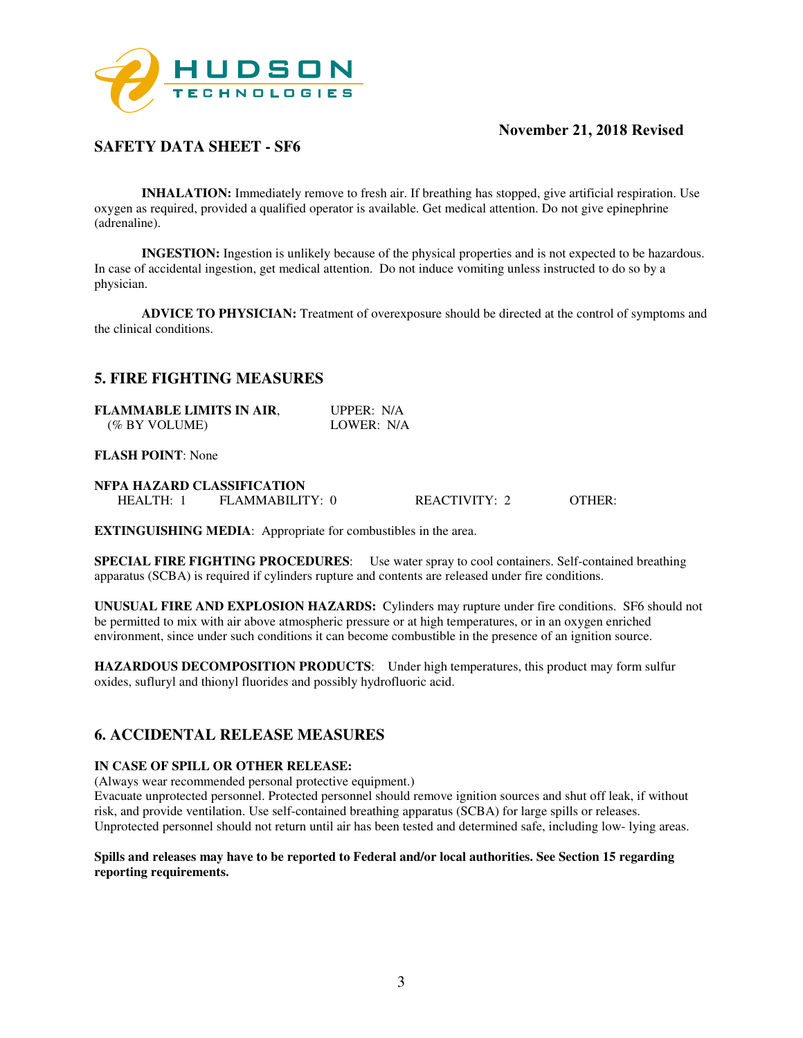**INHALATION:** Immediately remove to fresh air. If breathing has stopped, give artificial respiration. Use oxygen as required, provided a qualified operator is available. Get medical attention. Do not give epinephrine (adrenaline).

**INGESTION:** Ingestion is unlikely because of the physical properties and is not expected to be hazardous. In case of accidental ingestion, get medical attention. Do not induce vomiting unless instructed to do so by a physician.

**ADVICE TO PHYSICIAN:** Treatment of overexposure should be directed at the control of symptoms and the clinical conditions.

## 5. FIRE FIGHTING MEASURES

**FLAMMABLE LIMITS IN AIR**, (% BY VOLUME) UPPER: N/A LOWER: N/A

**FLASH POINT**: None

**NFPA HAZARD CLASSIFICATION**
HEALTH: 1 FLAMMABILITY: 0 REACTIVITY: 2 OTHER:

**EXTINGUISHING MEDIA**: Appropriate for combustibles in the area.

**SPECIAL FIRE FIGHTING PROCEDURES**: Use water spray to cool containers. Self-contained breathing apparatus (SCBA) is required if cylinders rupture and contents are released under fire conditions.

**UNUSUAL FIRE AND EXPLOSION HAZARDS:** Cylinders may rupture under fire conditions. SF6 should not be permitted to mix with air above atmospheric pressure or at high temperatures, or in an oxygen enriched environment, since under such conditions it can become combustible in the presence of an ignition source.

**HAZARDOUS DECOMPOSITION PRODUCTS**: Under high temperatures, this product may form sulfur oxides, sufluryl and thionyl fluorides and possibly hydrofluoric acid.

## 6. ACCIDENTAL RELEASE MEASURES

**IN CASE OF SPILL OR OTHER RELEASE:**
(Always wear recommended personal protective equipment.)
Evacuate unprotected personnel. Protected personnel should remove ignition sources and shut off leak, if without risk, and provide ventilation. Use self-contained breathing apparatus (SCBA) for large spills or releases. Unprotected personnel should not return until air has been tested and determined safe, including low- lying areas.

**Spills and releases may have to be reported to Federal and/or local authorities. See Section 15 regarding reporting requirements.**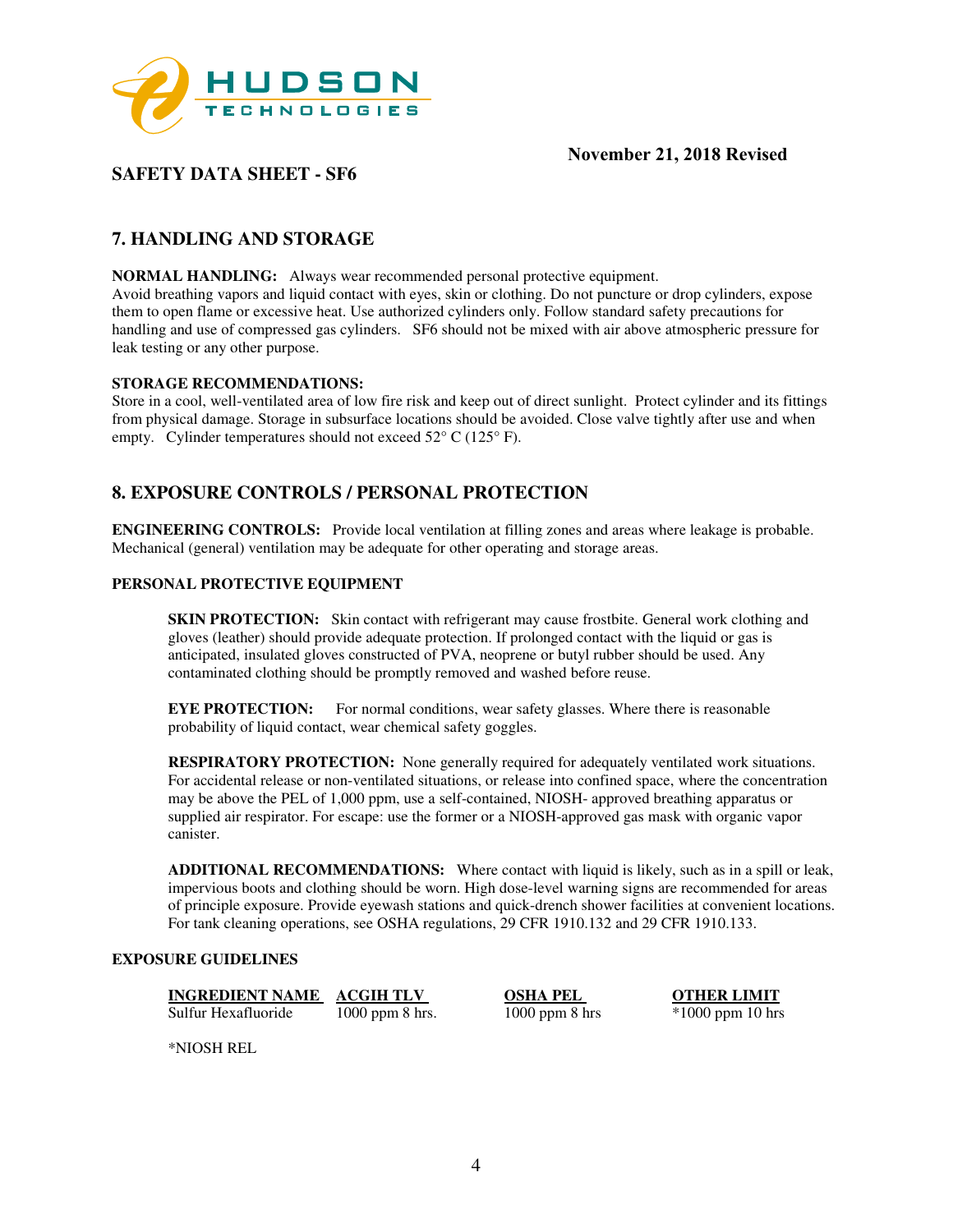## 7. HANDLING AND STORAGE

**NORMAL HANDLING:** Always wear recommended personal protective equipment.
Avoid breathing vapors and liquid contact with eyes, skin or clothing. Do not puncture or drop cylinders, expose them to open flame or excessive heat. Use authorized cylinders only. Follow standard safety precautions for handling and use of compressed gas cylinders. SF6 should not be mixed with air above atmospheric pressure for leak testing or any other purpose.

**STORAGE RECOMMENDATIONS:**
Store in a cool, well-ventilated area of low fire risk and keep out of direct sunlight. Protect cylinder and its fittings from physical damage. Storage in subsurface locations should be avoided. Close valve tightly after use and when empty. Cylinder temperatures should not exceed 52° C (125° F).

## 8. EXPOSURE CONTROLS / PERSONAL PROTECTION

**ENGINEERING CONTROLS:** Provide local ventilation at filling zones and areas where leakage is probable. Mechanical (general) ventilation may be adequate for other operating and storage areas.

**PERSONAL PROTECTIVE EQUIPMENT**

**SKIN PROTECTION:** Skin contact with refrigerant may cause frostbite. General work clothing and gloves (leather) should provide adequate protection. If prolonged contact with the liquid or gas is anticipated, insulated gloves constructed of PVA, neoprene or butyl rubber should be used. Any contaminated clothing should be promptly removed and washed before reuse.

**EYE PROTECTION:** For normal conditions, wear safety glasses. Where there is reasonable probability of liquid contact, wear chemical safety goggles.

**RESPIRATORY PROTECTION:** None generally required for adequately ventilated work situations. For accidental release or non-ventilated situations, or release into confined space, where the concentration may be above the PEL of 1,000 ppm, use a self-contained, NIOSH- approved breathing apparatus or supplied air respirator. For escape: use the former or a NIOSH-approved gas mask with organic vapor canister.

**ADDITIONAL RECOMMENDATIONS:** Where contact with liquid is likely, such as in a spill or leak, impervious boots and clothing should be worn. High dose-level warning signs are recommended for areas of principle exposure. Provide eyewash stations and quick-drench shower facilities at convenient locations. For tank cleaning operations, see OSHA regulations, 29 CFR 1910.132 and 29 CFR 1910.133.

**EXPOSURE GUIDELINES**

| INGREDIENT NAME | ACGIH TLV | OSHA PEL | OTHER LIMIT |
|---|---|---|---|
| Sulfur Hexafluoride | 1000 ppm 8 hrs. | 1000 ppm 8 hrs | *1000 ppm 10 hrs |

*NIOSH REL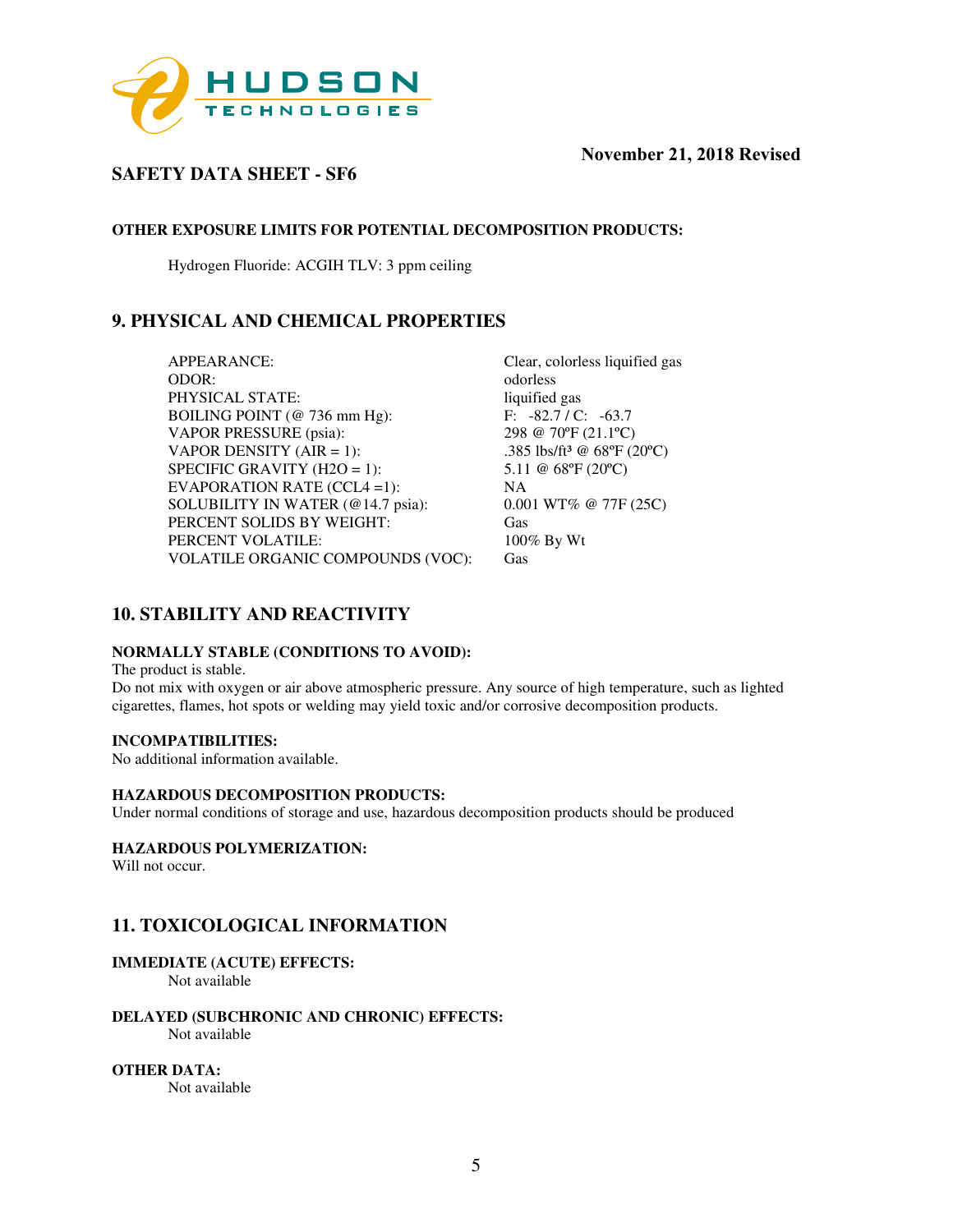**OTHER EXPOSURE LIMITS FOR POTENTIAL DECOMPOSITION PRODUCTS:**

Hydrogen Fluoride: ACGIH TLV: 3 ppm ceiling

## 9. PHYSICAL AND CHEMICAL PROPERTIES

| | |
|---|---|
| APPEARANCE: | Clear, colorless liquified gas |
| ODOR: | odorless |
| PHYSICAL STATE: | liquified gas |
| BOILING POINT (@ 736 mm Hg): | F: -82.7 / C: -63.7 |
| VAPOR PRESSURE (psia): | 298 @ 70ºF (21.1ºC) |
| VAPOR DENSITY (AIR = 1): | .385 lbs/ft³ @ 68ºF (20ºC) |
| SPECIFIC GRAVITY (H2O = 1): | 5.11 @ 68ºF (20ºC) |
| EVAPORATION RATE (CCL4 =1): | NA |
| SOLUBILITY IN WATER (@14.7 psia): | 0.001 WT% @ 77F (25C) |
| PERCENT SOLIDS BY WEIGHT: | Gas |
| PERCENT VOLATILE: | 100% By Wt |
| VOLATILE ORGANIC COMPOUNDS (VOC): | Gas |

## 10. STABILITY AND REACTIVITY

**NORMALLY STABLE (CONDITIONS TO AVOID):**
The product is stable.
Do not mix with oxygen or air above atmospheric pressure. Any source of high temperature, such as lighted cigarettes, flames, hot spots or welding may yield toxic and/or corrosive decomposition products.

**INCOMPATIBILITIES:**
No additional information available.

**HAZARDOUS DECOMPOSITION PRODUCTS:**
Under normal conditions of storage and use, hazardous decomposition products should be produced

**HAZARDOUS POLYMERIZATION:**
Will not occur.

## 11. TOXICOLOGICAL INFORMATION

**IMMEDIATE (ACUTE) EFFECTS:**
Not available

**DELAYED (SUBCHRONIC AND CHRONIC) EFFECTS:**
Not available

**OTHER DATA:**
Not available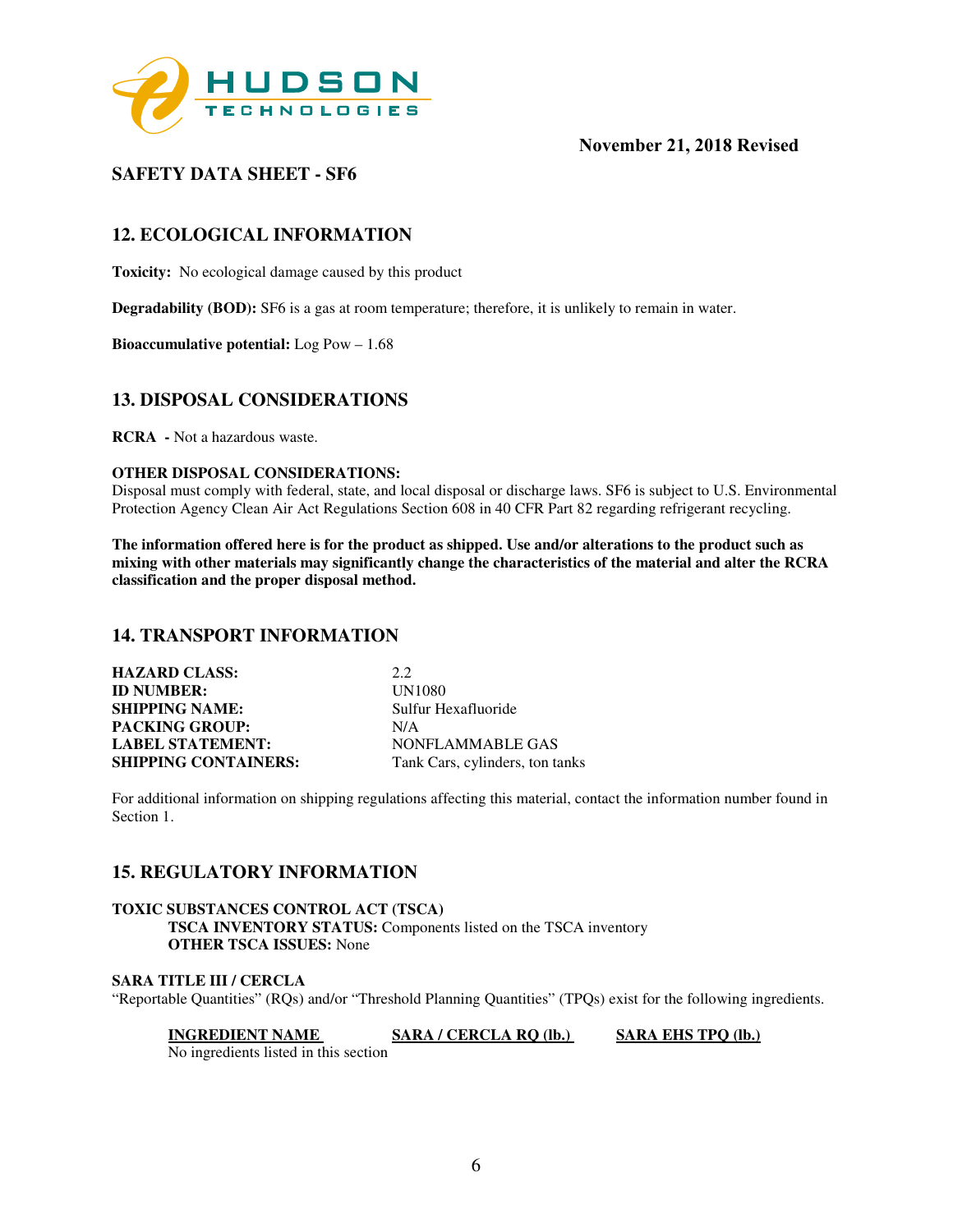**November 21, 2018 Revised**

## SAFETY DATA SHEET - SF6

## 12. ECOLOGICAL INFORMATION

**Toxicity:** No ecological damage caused by this product

**Degradability (BOD):** SF6 is a gas at room temperature; therefore, it is unlikely to remain in water.

**Bioaccumulative potential:** Log Pow – 1.68

## 13. DISPOSAL CONSIDERATIONS

**RCRA -** Not a hazardous waste.

**OTHER DISPOSAL CONSIDERATIONS:**
Disposal must comply with federal, state, and local disposal or discharge laws. SF6 is subject to U.S. Environmental Protection Agency Clean Air Act Regulations Section 608 in 40 CFR Part 82 regarding refrigerant recycling.

**The information offered here is for the product as shipped. Use and/or alterations to the product such as mixing with other materials may significantly change the characteristics of the material and alter the RCRA classification and the proper disposal method.**

## 14. TRANSPORT INFORMATION

| | |
|---|---|
| **HAZARD CLASS:** | 2.2 |
| **ID NUMBER:** | UN1080 |
| **SHIPPING NAME:** | Sulfur Hexafluoride |
| **PACKING GROUP:** | N/A |
| **LABEL STATEMENT:** | NONFLAMMABLE GAS |
| **SHIPPING CONTAINERS:** | Tank Cars, cylinders, ton tanks |

For additional information on shipping regulations affecting this material, contact the information number found in Section 1.

## 15. REGULATORY INFORMATION

**TOXIC SUBSTANCES CONTROL ACT (TSCA)**
**TSCA INVENTORY STATUS:** Components listed on the TSCA inventory
**OTHER TSCA ISSUES:** None

**SARA TITLE III / CERCLA**
"Reportable Quantities" (RQs) and/or "Threshold Planning Quantities" (TPQs) exist for the following ingredients.

| INGREDIENT NAME | SARA / CERCLA RQ (lb.) | SARA EHS TPQ (lb.) |
|---|---|---|
| No ingredients listed in this section | | |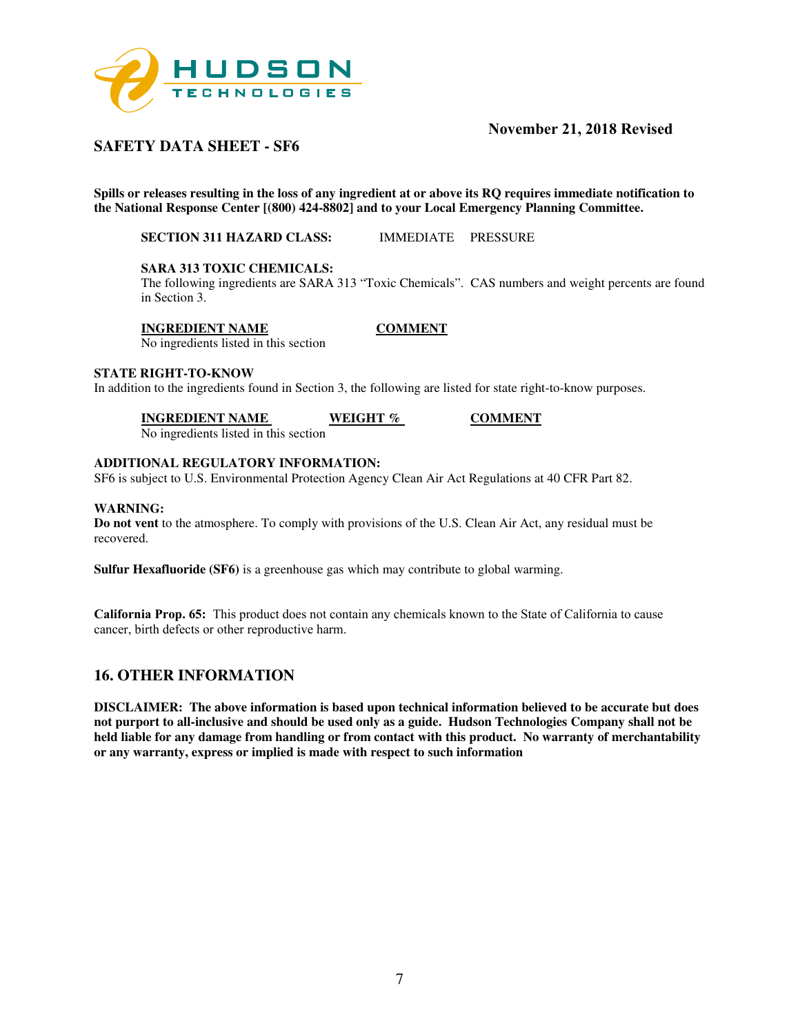November 21, 2018 Revised

## SAFETY DATA SHEET - SF6

**Spills or releases resulting in the loss of any ingredient at or above its RQ requires immediate notification to the National Response Center [(800) 424-8802] and to your Local Emergency Planning Committee.**

**SECTION 311 HAZARD CLASS:** IMMEDIATE PRESSURE

**SARA 313 TOXIC CHEMICALS:**
The following ingredients are SARA 313 "Toxic Chemicals". CAS numbers and weight percents are found in Section 3.

| INGREDIENT NAME | COMMENT |
| --- | --- |
| No ingredients listed in this section | |

**STATE RIGHT-TO-KNOW**
In addition to the ingredients found in Section 3, the following are listed for state right-to-know purposes.

| INGREDIENT NAME | WEIGHT % | COMMENT |
| --- | --- | --- |
| No ingredients listed in this section | | |

**ADDITIONAL REGULATORY INFORMATION:**
SF6 is subject to U.S. Environmental Protection Agency Clean Air Act Regulations at 40 CFR Part 82.

**WARNING:**
**Do not vent** to the atmosphere. To comply with provisions of the U.S. Clean Air Act, any residual must be recovered.

**Sulfur Hexafluoride (SF6)** is a greenhouse gas which may contribute to global warming.

**California Prop. 65:** This product does not contain any chemicals known to the State of California to cause cancer, birth defects or other reproductive harm.

## 16. OTHER INFORMATION

**DISCLAIMER: The above information is based upon technical information believed to be accurate but does not purport to all-inclusive and should be used only as a guide. Hudson Technologies Company shall not be held liable for any damage from handling or from contact with this product. No warranty of merchantability or any warranty, express or implied is made with respect to such information**